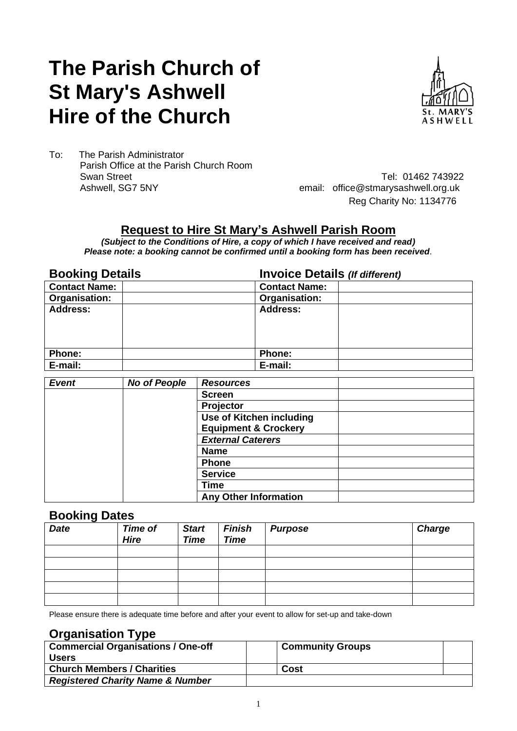# The Parish Church of St Mary's Ashwell Hire of the Church

To: The Parish Administrator
Parish Office at the Parish Church Room
Swan Street
Ashwell, SG7 5NY

Tel: 01462 743922
email: office@stmarysashwell.org.uk
Reg Charity No: 1134776

## Request to Hire St Mary's Ashwell Parish Room

***(Subject to the Conditions of Hire, a copy of which I have received and read)***
***Please note: a booking cannot be confirmed until a booking form has been received.***

| **Booking Details** | | **Invoice Details** *(If different)* | |
|---|---|---|---|
| **Contact Name:** | | **Contact Name:** | |
| **Organisation:** | | **Organisation:** | |
| **Address:** | | **Address:** | |
| **Phone:** | | **Phone:** | |
| **E-mail:** | | **E-mail:** | |

| ***Event*** | ***No of People*** | ***Resources*** | |
|---|---|---|---|
| | | **Screen** | |
| | | **Projector** | |
| | | **Use of Kitchen including Equipment & Crockery** | |
| | | ***External Caterers*** | |
| | | **Name** | |
| | | **Phone** | |
| | | **Service** | |
| | | **Time** | |
| | | **Any Other Information** | |

## Booking Dates

| *Date* | *Time of Hire* | *Start Time* | *Finish Time* | *Purpose* | *Charge* |
|---|---|---|---|---|---|
| | | | | | |
| | | | | | |
| | | | | | |
| | | | | | |
| | | | | | |

Please ensure there is adequate time before and after your event to allow for set-up and take-down

## Organisation Type

| **Commercial Organisations / One-off Users** | | **Community Groups** | |
|---|---|---|---|
| **Church Members / Charities** | | **Cost** | |
| ***Registered Charity Name & Number*** | | | |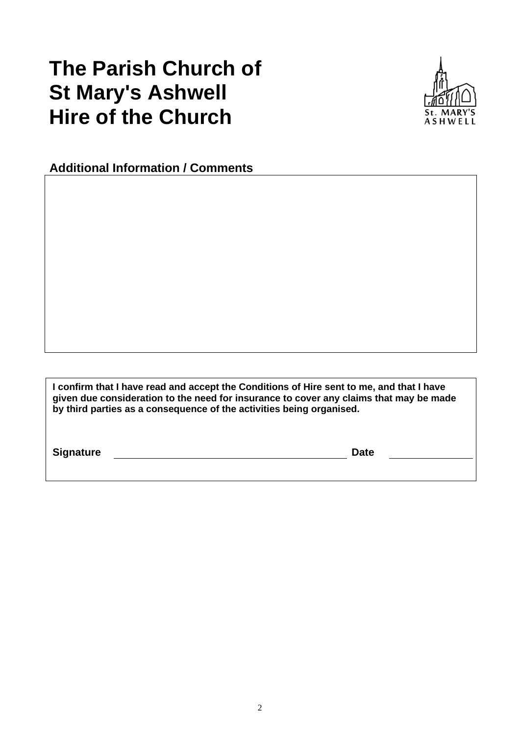# The Parish Church of St Mary's Ashwell Hire of the Church

**Additional Information / Comments**

**I confirm that I have read and accept the Conditions of Hire sent to me, and that I have given due consideration to the need for insurance to cover any claims that may be made by third parties as a consequence of the activities being organised.**

**Signature** \_\_\_\_\_\_\_\_\_\_\_\_\_\_\_\_\_\_\_\_\_\_\_\_\_\_\_\_\_\_\_\_\_\_\_\_\_\_\_\_ **Date** \_\_\_\_\_\_\_\_\_\_\_\_\_\_